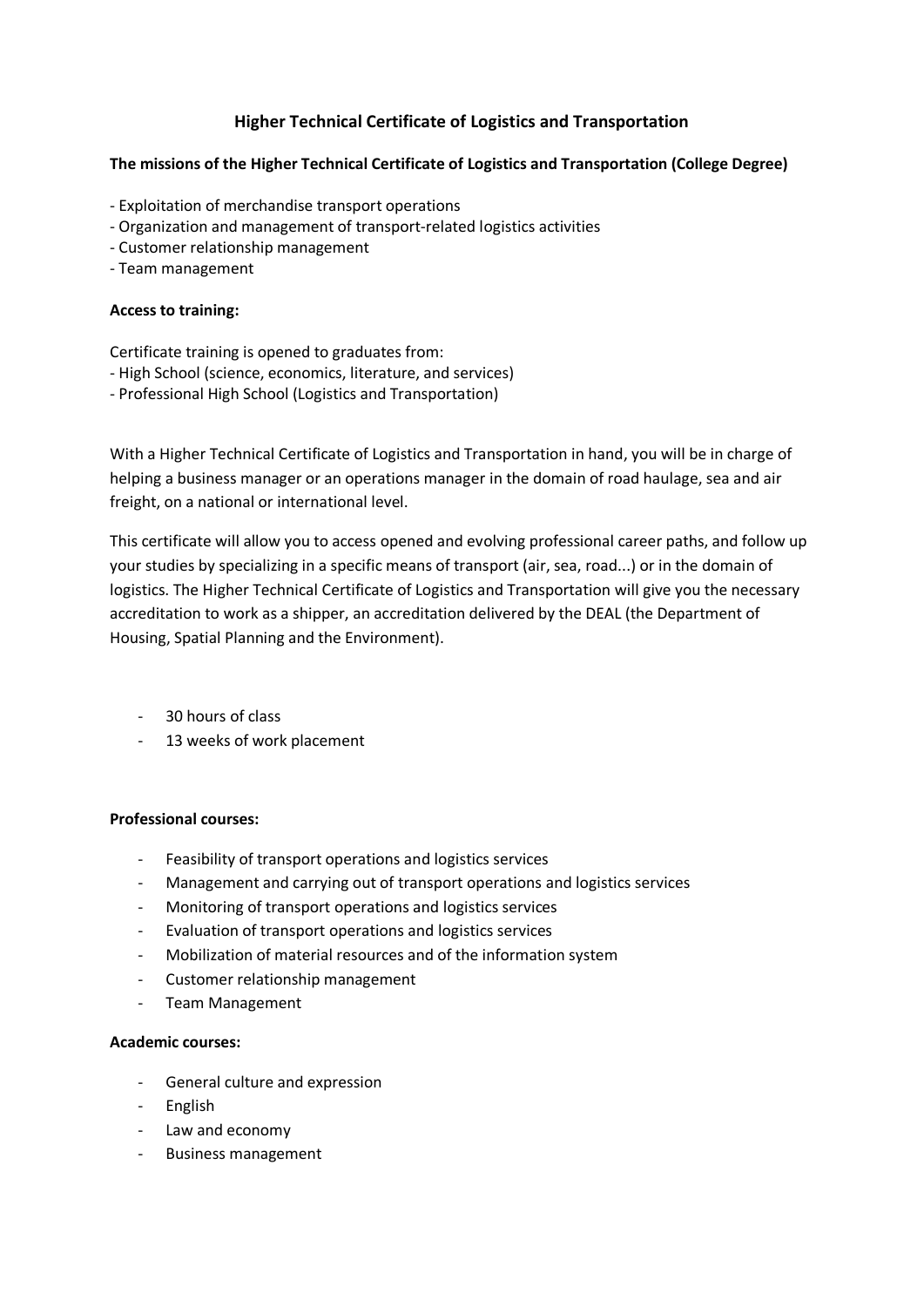# Higher Technical Certificate of Logistics and Transportation

**The missions of the Higher Technical Certificate of Logistics and Transportation (College Degree)**

- Exploitation of merchandise transport operations
- Organization and management of transport-related logistics activities
- Customer relationship management
- Team management

**Access to training:**

Certificate training is opened to graduates from:

- High School (science, economics, literature, and services)
- Professional High School (Logistics and Transportation)

With a Higher Technical Certificate of Logistics and Transportation in hand, you will be in charge of helping a business manager or an operations manager in the domain of road haulage, sea and air freight, on a national or international level.

This certificate will allow you to access opened and evolving professional career paths, and follow up your studies by specializing in a specific means of transport (air, sea, road...) or in the domain of logistics. The Higher Technical Certificate of Logistics and Transportation will give you the necessary accreditation to work as a shipper, an accreditation delivered by the DEAL (the Department of Housing, Spatial Planning and the Environment).

- 30 hours of class
- 13 weeks of work placement

**Professional courses:**

- Feasibility of transport operations and logistics services
- Management and carrying out of transport operations and logistics services
- Monitoring of transport operations and logistics services
- Evaluation of transport operations and logistics services
- Mobilization of material resources and of the information system
- Customer relationship management
- Team Management

**Academic courses:**

- General culture and expression
- English
- Law and economy
- Business management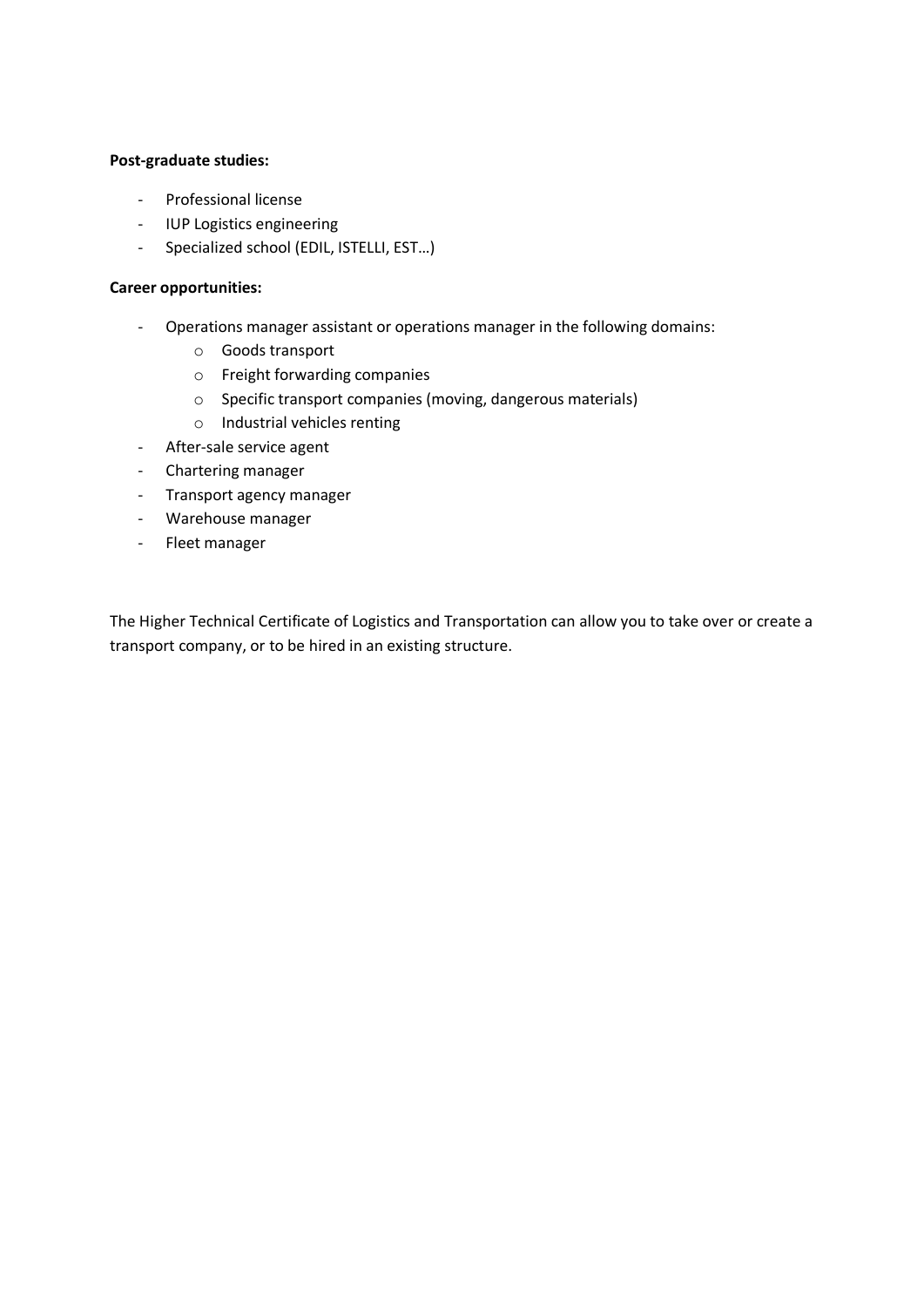**Post-graduate studies:**

- Professional license
- IUP Logistics engineering
- Specialized school (EDIL, ISTELLI, EST…)

**Career opportunities:**

- Operations manager assistant or operations manager in the following domains:
    - Goods transport
    - Freight forwarding companies
    - Specific transport companies (moving, dangerous materials)
    - Industrial vehicles renting
- After-sale service agent
- Chartering manager
- Transport agency manager
- Warehouse manager
- Fleet manager

The Higher Technical Certificate of Logistics and Transportation can allow you to take over or create a transport company, or to be hired in an existing structure.